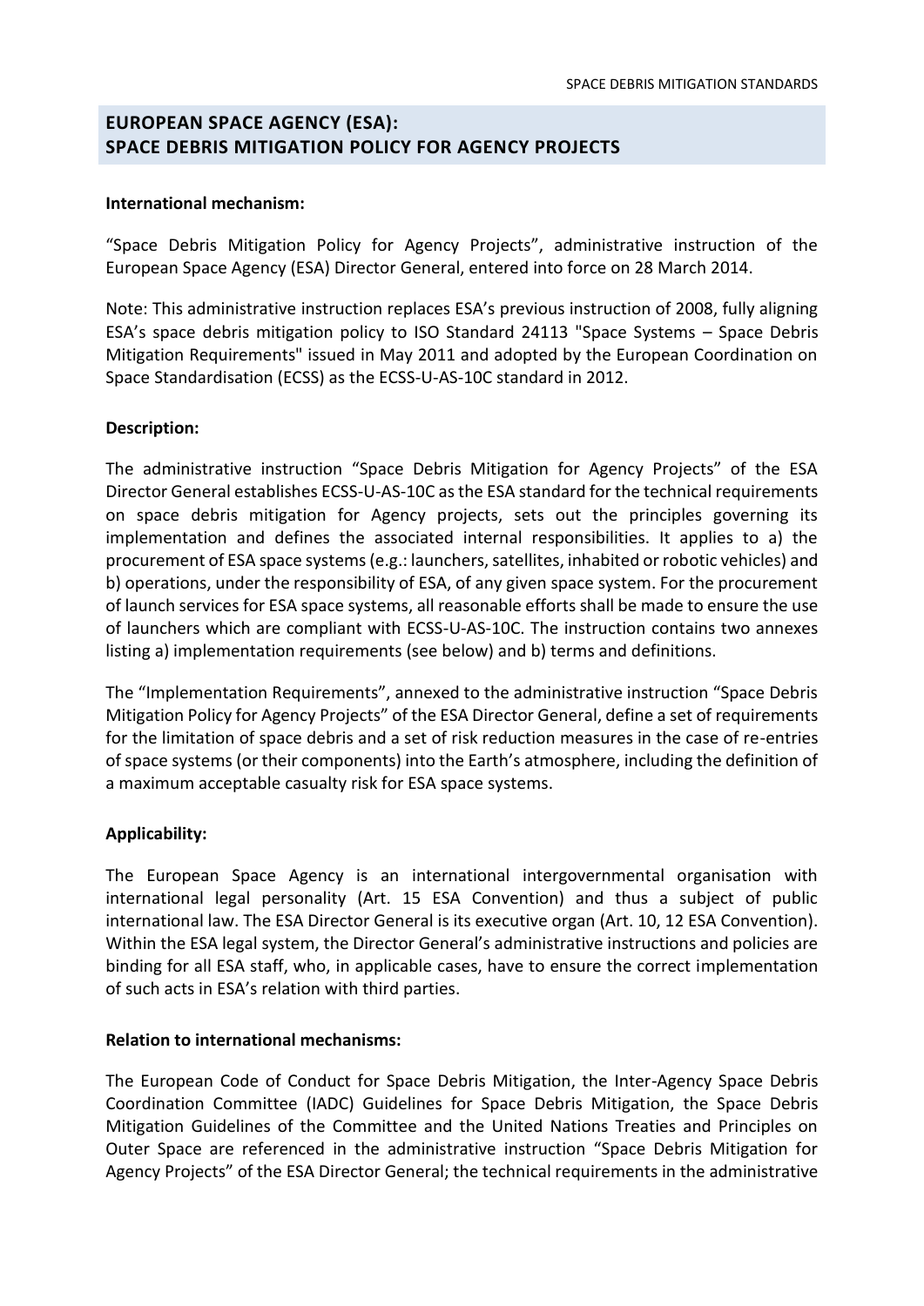# EUROPEAN SPACE AGENCY (ESA): SPACE DEBRIS MITIGATION POLICY FOR AGENCY PROJECTS

**International mechanism:**

"Space Debris Mitigation Policy for Agency Projects", administrative instruction of the European Space Agency (ESA) Director General, entered into force on 28 March 2014.

Note: This administrative instruction replaces ESA's previous instruction of 2008, fully aligning ESA's space debris mitigation policy to ISO Standard 24113 "Space Systems – Space Debris Mitigation Requirements" issued in May 2011 and adopted by the European Coordination on Space Standardisation (ECSS) as the ECSS-U-AS-10C standard in 2012.

**Description:**

The administrative instruction "Space Debris Mitigation for Agency Projects" of the ESA Director General establishes ECSS-U-AS-10C as the ESA standard for the technical requirements on space debris mitigation for Agency projects, sets out the principles governing its implementation and defines the associated internal responsibilities. It applies to a) the procurement of ESA space systems (e.g.: launchers, satellites, inhabited or robotic vehicles) and b) operations, under the responsibility of ESA, of any given space system. For the procurement of launch services for ESA space systems, all reasonable efforts shall be made to ensure the use of launchers which are compliant with ECSS-U-AS-10C. The instruction contains two annexes listing a) implementation requirements (see below) and b) terms and definitions.

The "Implementation Requirements", annexed to the administrative instruction "Space Debris Mitigation Policy for Agency Projects" of the ESA Director General, define a set of requirements for the limitation of space debris and a set of risk reduction measures in the case of re-entries of space systems (or their components) into the Earth's atmosphere, including the definition of a maximum acceptable casualty risk for ESA space systems.

**Applicability:**

The European Space Agency is an international intergovernmental organisation with international legal personality (Art. 15 ESA Convention) and thus a subject of public international law. The ESA Director General is its executive organ (Art. 10, 12 ESA Convention). Within the ESA legal system, the Director General's administrative instructions and policies are binding for all ESA staff, who, in applicable cases, have to ensure the correct implementation of such acts in ESA's relation with third parties.

**Relation to international mechanisms:**

The European Code of Conduct for Space Debris Mitigation, the Inter-Agency Space Debris Coordination Committee (IADC) Guidelines for Space Debris Mitigation, the Space Debris Mitigation Guidelines of the Committee and the United Nations Treaties and Principles on Outer Space are referenced in the administrative instruction "Space Debris Mitigation for Agency Projects" of the ESA Director General; the technical requirements in the administrative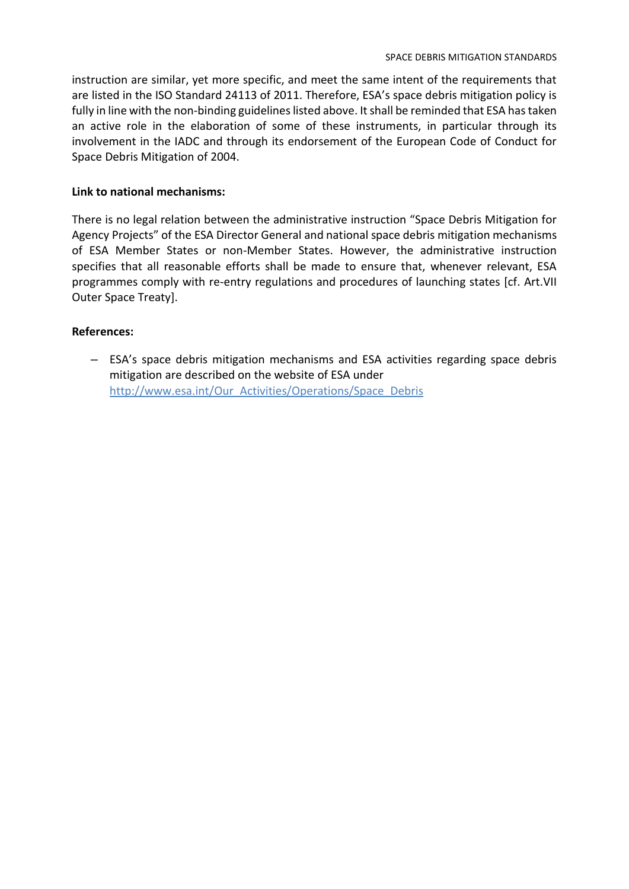instruction are similar, yet more specific, and meet the same intent of the requirements that are listed in the ISO Standard 24113 of 2011. Therefore, ESA's space debris mitigation policy is fully in line with the non-binding guidelines listed above. It shall be reminded that ESA has taken an active role in the elaboration of some of these instruments, in particular through its involvement in the IADC and through its endorsement of the European Code of Conduct for Space Debris Mitigation of 2004.

**Link to national mechanisms:**

There is no legal relation between the administrative instruction "Space Debris Mitigation for Agency Projects" of the ESA Director General and national space debris mitigation mechanisms of ESA Member States or non-Member States. However, the administrative instruction specifies that all reasonable efforts shall be made to ensure that, whenever relevant, ESA programmes comply with re-entry regulations and procedures of launching states [cf. Art.VII Outer Space Treaty].

**References:**

- ESA's space debris mitigation mechanisms and ESA activities regarding space debris mitigation are described on the website of ESA under http://www.esa.int/Our_Activities/Operations/Space_Debris